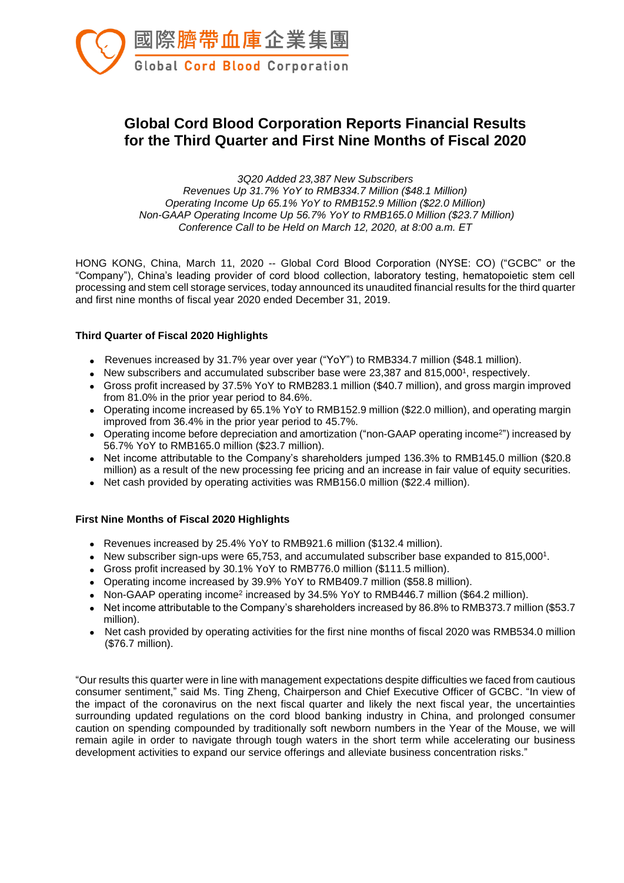國際臍帶血庫企業集團

Global Cord Blood Corporation

# Global Cord Blood Corporation Reports Financial Results for the Third Quarter and First Nine Months of Fiscal 2020

*3Q20 Added 23,387 New Subscribers*
*Revenues Up 31.7% YoY to RMB334.7 Million ($48.1 Million)*
*Operating Income Up 65.1% YoY to RMB152.9 Million ($22.0 Million)*
*Non-GAAP Operating Income Up 56.7% YoY to RMB165.0 Million ($23.7 Million)*
*Conference Call to be Held on March 12, 2020, at 8:00 a.m. ET*

HONG KONG, China, March 11, 2020 -- Global Cord Blood Corporation (NYSE: CO) ("GCBC" or the "Company"), China's leading provider of cord blood collection, laboratory testing, hematopoietic stem cell processing and stem cell storage services, today announced its unaudited financial results for the third quarter and first nine months of fiscal year 2020 ended December 31, 2019.

### Third Quarter of Fiscal 2020 Highlights

- Revenues increased by 31.7% year over year ("YoY") to RMB334.7 million ($48.1 million).
- New subscribers and accumulated subscriber base were 23,387 and 815,000[1], respectively.
- Gross profit increased by 37.5% YoY to RMB283.1 million ($40.7 million), and gross margin improved from 81.0% in the prior year period to 84.6%.
- Operating income increased by 65.1% YoY to RMB152.9 million ($22.0 million), and operating margin improved from 36.4% in the prior year period to 45.7%.
- Operating income before depreciation and amortization ("non-GAAP operating income[2]") increased by 56.7% YoY to RMB165.0 million ($23.7 million).
- Net income attributable to the Company's shareholders jumped 136.3% to RMB145.0 million ($20.8 million) as a result of the new processing fee pricing and an increase in fair value of equity securities.
- Net cash provided by operating activities was RMB156.0 million ($22.4 million).

### First Nine Months of Fiscal 2020 Highlights

- Revenues increased by 25.4% YoY to RMB921.6 million ($132.4 million).
- New subscriber sign-ups were 65,753, and accumulated subscriber base expanded to 815,000[1].
- Gross profit increased by 30.1% YoY to RMB776.0 million ($111.5 million).
- Operating income increased by 39.9% YoY to RMB409.7 million ($58.8 million).
- Non-GAAP operating income[2] increased by 34.5% YoY to RMB446.7 million ($64.2 million).
- Net income attributable to the Company's shareholders increased by 86.8% to RMB373.7 million ($53.7 million).
- Net cash provided by operating activities for the first nine months of fiscal 2020 was RMB534.0 million ($76.7 million).

"Our results this quarter were in line with management expectations despite difficulties we faced from cautious consumer sentiment," said Ms. Ting Zheng, Chairperson and Chief Executive Officer of GCBC. "In view of the impact of the coronavirus on the next fiscal quarter and likely the next fiscal year, the uncertainties surrounding updated regulations on the cord blood banking industry in China, and prolonged consumer caution on spending compounded by traditionally soft newborn numbers in the Year of the Mouse, we will remain agile in order to navigate through tough waters in the short term while accelerating our business development activities to expand our service offerings and alleviate business concentration risks."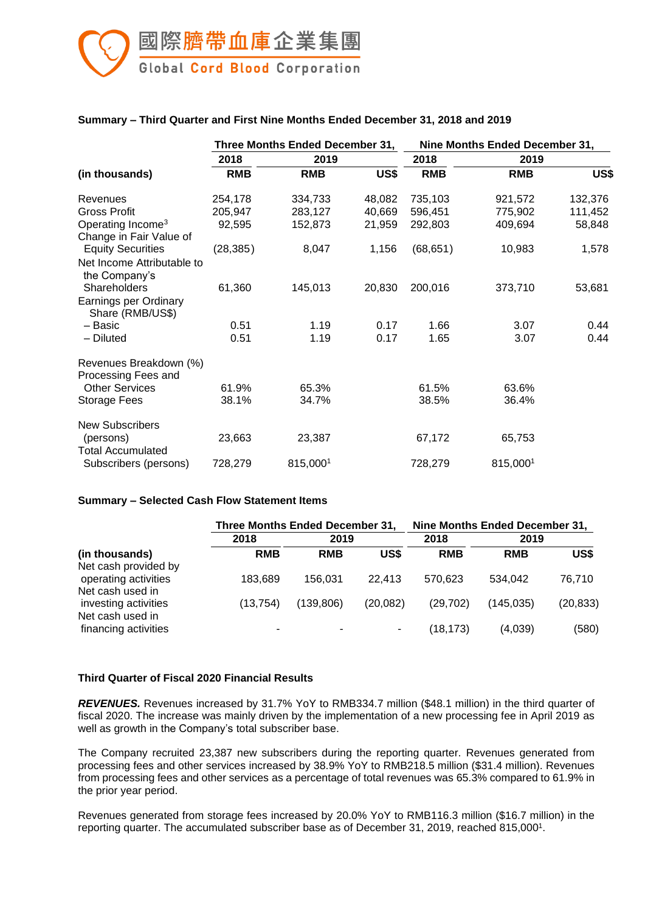國際臍帶血庫企業集團
Global Cord Blood Corporation

**Summary – Third Quarter and First Nine Months Ended December 31, 2018 and 2019**

| | Three Months Ended December 31, | | | Nine Months Ended December 31, | | |
|---|---|---|---|---|---|---|
| | 2018 | 2019 | | 2018 | 2019 | |
| (in thousands) | RMB | RMB | US$ | RMB | RMB | US$ |
| Revenues | 254,178 | 334,733 | 48,082 | 735,103 | 921,572 | 132,376 |
| Gross Profit | 205,947 | 283,127 | 40,669 | 596,451 | 775,902 | 111,452 |
| Operating Income[3] | 92,595 | 152,873 | 21,959 | 292,803 | 409,694 | 58,848 |
| Change in Fair Value of Equity Securities | (28,385) | 8,047 | 1,156 | (68,651) | 10,983 | 1,578 |
| Net Income Attributable to the Company's Shareholders | 61,360 | 145,013 | 20,830 | 200,016 | 373,710 | 53,681 |
| Earnings per Ordinary Share (RMB/US$) | | | | | | |
| – Basic | 0.51 | 1.19 | 0.17 | 1.66 | 3.07 | 0.44 |
| – Diluted | 0.51 | 1.19 | 0.17 | 1.65 | 3.07 | 0.44 |
| Revenues Breakdown (%) | | | | | | |
| Processing Fees and Other Services | 61.9% | 65.3% | | 61.5% | 63.6% | |
| Storage Fees | 38.1% | 34.7% | | 38.5% | 36.4% | |
| New Subscribers (persons) | 23,663 | 23,387 | | 67,172 | 65,753 | |
| Total Accumulated Subscribers (persons) | 728,279 | 815,000[1] | | 728,279 | 815,000[1] | |

**Summary – Selected Cash Flow Statement Items**

| | Three Months Ended December 31, | | | Nine Months Ended December 31, | | |
|---|---|---|---|---|---|---|
| | 2018 | 2019 | | 2018 | 2019 | |
| (in thousands) | RMB | RMB | US$ | RMB | RMB | US$ |
| Net cash provided by operating activities | 183,689 | 156,031 | 22,413 | 570,623 | 534,042 | 76,710 |
| Net cash used in investing activities | (13,754) | (139,806) | (20,082) | (29,702) | (145,035) | (20,833) |
| Net cash used in financing activities | - | - | - | (18,173) | (4,039) | (580) |

**Third Quarter of Fiscal 2020 Financial Results**

***REVENUES.*** Revenues increased by 31.7% YoY to RMB334.7 million ($48.1 million) in the third quarter of fiscal 2020. The increase was mainly driven by the implementation of a new processing fee in April 2019 as well as growth in the Company's total subscriber base.

The Company recruited 23,387 new subscribers during the reporting quarter. Revenues generated from processing fees and other services increased by 38.9% YoY to RMB218.5 million ($31.4 million). Revenues from processing fees and other services as a percentage of total revenues was 65.3% compared to 61.9% in the prior year period.

Revenues generated from storage fees increased by 20.0% YoY to RMB116.3 million ($16.7 million) in the reporting quarter. The accumulated subscriber base as of December 31, 2019, reached 815,000[1].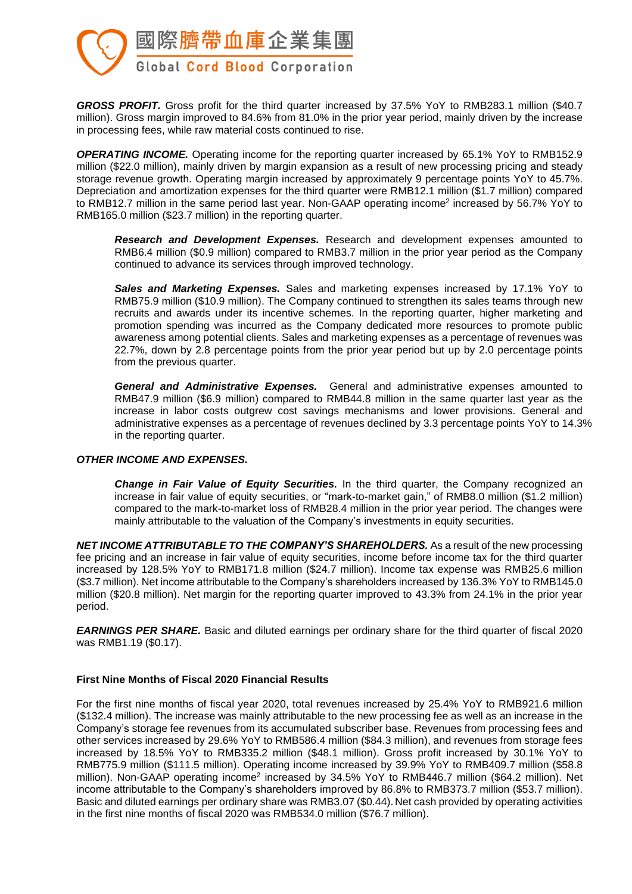***GROSS PROFIT.*** Gross profit for the third quarter increased by 37.5% YoY to RMB283.1 million ($40.7 million). Gross margin improved to 84.6% from 81.0% in the prior year period, mainly driven by the increase in processing fees, while raw material costs continued to rise.

***OPERATING INCOME.*** Operating income for the reporting quarter increased by 65.1% YoY to RMB152.9 million ($22.0 million), mainly driven by margin expansion as a result of new processing pricing and steady storage revenue growth. Operating margin increased by approximately 9 percentage points YoY to 45.7%. Depreciation and amortization expenses for the third quarter were RMB12.1 million ($1.7 million) compared to RMB12.7 million in the same period last year. Non-GAAP operating income[2] increased by 56.7% YoY to RMB165.0 million ($23.7 million) in the reporting quarter.

> ***Research and Development Expenses.*** Research and development expenses amounted to RMB6.4 million ($0.9 million) compared to RMB3.7 million in the prior year period as the Company continued to advance its services through improved technology.
>
> ***Sales and Marketing Expenses.*** Sales and marketing expenses increased by 17.1% YoY to RMB75.9 million ($10.9 million). The Company continued to strengthen its sales teams through new recruits and awards under its incentive schemes. In the reporting quarter, higher marketing and promotion spending was incurred as the Company dedicated more resources to promote public awareness among potential clients. Sales and marketing expenses as a percentage of revenues was 22.7%, down by 2.8 percentage points from the prior year period but up by 2.0 percentage points from the previous quarter.
>
> ***General and Administrative Expenses.*** General and administrative expenses amounted to RMB47.9 million ($6.9 million) compared to RMB44.8 million in the same quarter last year as the increase in labor costs outgrew cost savings mechanisms and lower provisions. General and administrative expenses as a percentage of revenues declined by 3.3 percentage points YoY to 14.3% in the reporting quarter.

***OTHER INCOME AND EXPENSES.***

> ***Change in Fair Value of Equity Securities.*** In the third quarter, the Company recognized an increase in fair value of equity securities, or "mark-to-market gain," of RMB8.0 million ($1.2 million) compared to the mark-to-market loss of RMB28.4 million in the prior year period. The changes were mainly attributable to the valuation of the Company's investments in equity securities.

***NET INCOME ATTRIBUTABLE TO THE COMPANY'S SHAREHOLDERS.*** As a result of the new processing fee pricing and an increase in fair value of equity securities, income before income tax for the third quarter increased by 128.5% YoY to RMB171.8 million ($24.7 million). Income tax expense was RMB25.6 million ($3.7 million). Net income attributable to the Company's shareholders increased by 136.3% YoY to RMB145.0 million ($20.8 million). Net margin for the reporting quarter improved to 43.3% from 24.1% in the prior year period.

***EARNINGS PER SHARE.*** Basic and diluted earnings per ordinary share for the third quarter of fiscal 2020 was RMB1.19 ($0.17).

**First Nine Months of Fiscal 2020 Financial Results**

For the first nine months of fiscal year 2020, total revenues increased by 25.4% YoY to RMB921.6 million ($132.4 million). The increase was mainly attributable to the new processing fee as well as an increase in the Company's storage fee revenues from its accumulated subscriber base. Revenues from processing fees and other services increased by 29.6% YoY to RMB586.4 million ($84.3 million), and revenues from storage fees increased by 18.5% YoY to RMB335.2 million ($48.1 million). Gross profit increased by 30.1% YoY to RMB775.9 million ($111.5 million). Operating income increased by 39.9% YoY to RMB409.7 million ($58.8 million). Non-GAAP operating income[2] increased by 34.5% YoY to RMB446.7 million ($64.2 million). Net income attributable to the Company's shareholders improved by 86.8% to RMB373.7 million ($53.7 million). Basic and diluted earnings per ordinary share was RMB3.07 ($0.44). Net cash provided by operating activities in the first nine months of fiscal 2020 was RMB534.0 million ($76.7 million).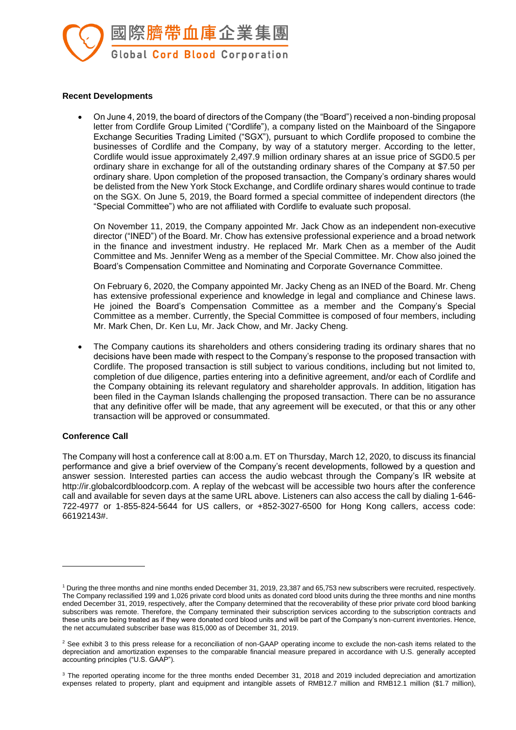**Recent Developments**

- On June 4, 2019, the board of directors of the Company (the "Board") received a non-binding proposal letter from Cordlife Group Limited ("Cordlife"), a company listed on the Mainboard of the Singapore Exchange Securities Trading Limited ("SGX"), pursuant to which Cordlife proposed to combine the businesses of Cordlife and the Company, by way of a statutory merger. According to the letter, Cordlife would issue approximately 2,497.9 million ordinary shares at an issue price of SGD0.5 per ordinary share in exchange for all of the outstanding ordinary shares of the Company at $7.50 per ordinary share. Upon completion of the proposed transaction, the Company's ordinary shares would be delisted from the New York Stock Exchange, and Cordlife ordinary shares would continue to trade on the SGX. On June 5, 2019, the Board formed a special committee of independent directors (the "Special Committee") who are not affiliated with Cordlife to evaluate such proposal.

  On November 11, 2019, the Company appointed Mr. Jack Chow as an independent non-executive director ("INED") of the Board. Mr. Chow has extensive professional experience and a broad network in the finance and investment industry. He replaced Mr. Mark Chen as a member of the Audit Committee and Ms. Jennifer Weng as a member of the Special Committee. Mr. Chow also joined the Board's Compensation Committee and Nominating and Corporate Governance Committee.

  On February 6, 2020, the Company appointed Mr. Jacky Cheng as an INED of the Board. Mr. Cheng has extensive professional experience and knowledge in legal and compliance and Chinese laws. He joined the Board's Compensation Committee as a member and the Company's Special Committee as a member. Currently, the Special Committee is composed of four members, including Mr. Mark Chen, Dr. Ken Lu, Mr. Jack Chow, and Mr. Jacky Cheng.

- The Company cautions its shareholders and others considering trading its ordinary shares that no decisions have been made with respect to the Company's response to the proposed transaction with Cordlife. The proposed transaction is still subject to various conditions, including but not limited to, completion of due diligence, parties entering into a definitive agreement, and/or each of Cordlife and the Company obtaining its relevant regulatory and shareholder approvals. In addition, litigation has been filed in the Cayman Islands challenging the proposed transaction. There can be no assurance that any definitive offer will be made, that any agreement will be executed, or that this or any other transaction will be approved or consummated.

**Conference Call**

The Company will host a conference call at 8:00 a.m. ET on Thursday, March 12, 2020, to discuss its financial performance and give a brief overview of the Company's recent developments, followed by a question and answer session. Interested parties can access the audio webcast through the Company's IR website at http://ir.globalcordbloodcorp.com. A replay of the webcast will be accessible two hours after the conference call and available for seven days at the same URL above. Listeners can also access the call by dialing 1-646-722-4977 or 1-855-824-5644 for US callers, or +852-3027-6500 for Hong Kong callers, access code: 66192143#.

---

[1] During the three months and nine months ended December 31, 2019, 23,387 and 65,753 new subscribers were recruited, respectively. The Company reclassified 199 and 1,026 private cord blood units as donated cord blood units during the three months and nine months ended December 31, 2019, respectively, after the Company determined that the recoverability of these prior private cord blood banking subscribers was remote. Therefore, the Company terminated their subscription services according to the subscription contracts and these units are being treated as if they were donated cord blood units and will be part of the Company's non-current inventories. Hence, the net accumulated subscriber base was 815,000 as of December 31, 2019.

[2] See exhibit 3 to this press release for a reconciliation of non-GAAP operating income to exclude the non-cash items related to the depreciation and amortization expenses to the comparable financial measure prepared in accordance with U.S. generally accepted accounting principles ("U.S. GAAP").

[3] The reported operating income for the three months ended December 31, 2018 and 2019 included depreciation and amortization expenses related to property, plant and equipment and intangible assets of RMB12.7 million and RMB12.1 million ($1.7 million),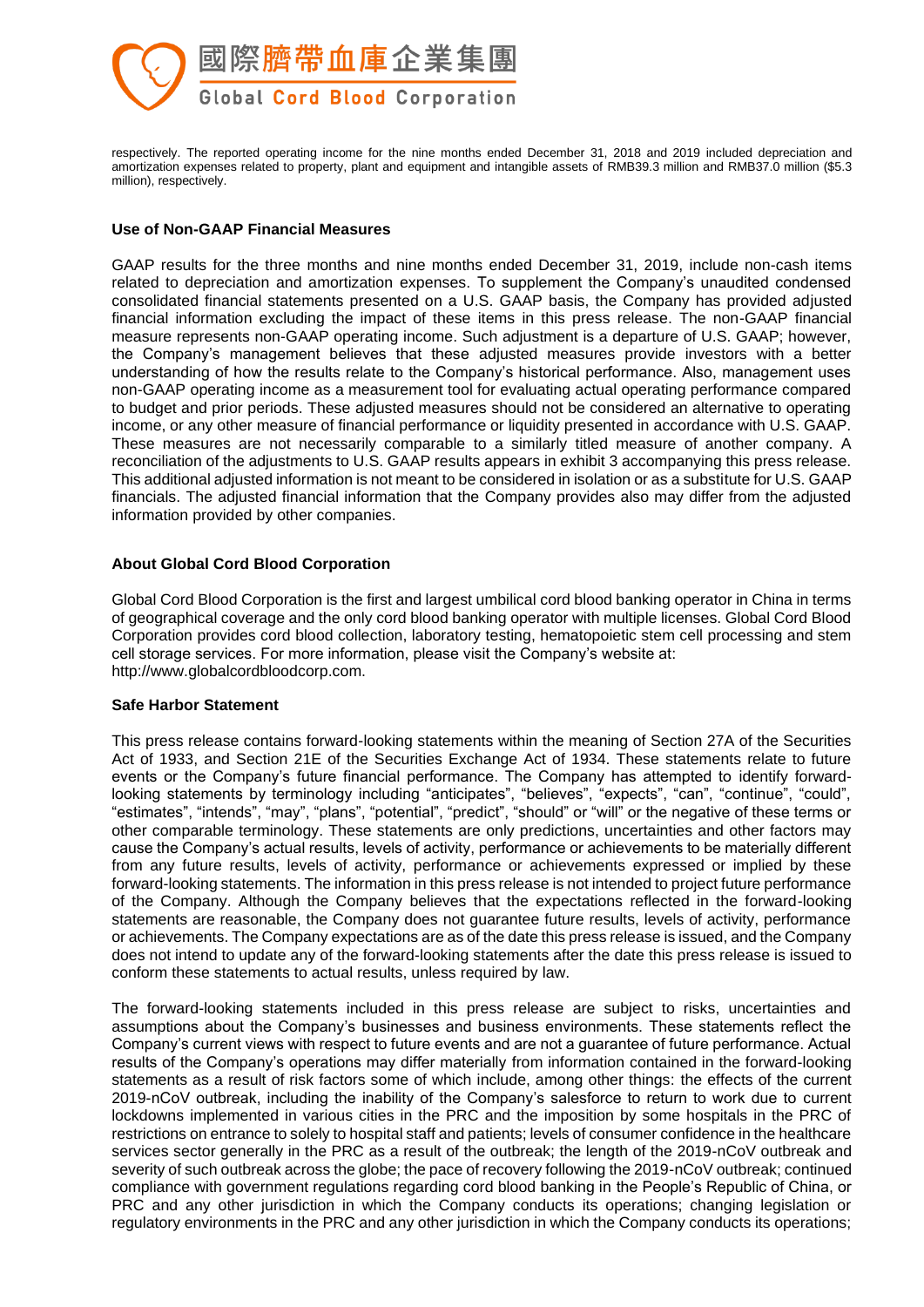respectively. The reported operating income for the nine months ended December 31, 2018 and 2019 included depreciation and amortization expenses related to property, plant and equipment and intangible assets of RMB39.3 million and RMB37.0 million ($5.3 million), respectively.

**Use of Non-GAAP Financial Measures**

GAAP results for the three months and nine months ended December 31, 2019, include non-cash items related to depreciation and amortization expenses. To supplement the Company's unaudited condensed consolidated financial statements presented on a U.S. GAAP basis, the Company has provided adjusted financial information excluding the impact of these items in this press release. The non-GAAP financial measure represents non-GAAP operating income. Such adjustment is a departure of U.S. GAAP; however, the Company's management believes that these adjusted measures provide investors with a better understanding of how the results relate to the Company's historical performance. Also, management uses non-GAAP operating income as a measurement tool for evaluating actual operating performance compared to budget and prior periods. These adjusted measures should not be considered an alternative to operating income, or any other measure of financial performance or liquidity presented in accordance with U.S. GAAP. These measures are not necessarily comparable to a similarly titled measure of another company. A reconciliation of the adjustments to U.S. GAAP results appears in exhibit 3 accompanying this press release. This additional adjusted information is not meant to be considered in isolation or as a substitute for U.S. GAAP financials. The adjusted financial information that the Company provides also may differ from the adjusted information provided by other companies.

**About Global Cord Blood Corporation**

Global Cord Blood Corporation is the first and largest umbilical cord blood banking operator in China in terms of geographical coverage and the only cord blood banking operator with multiple licenses. Global Cord Blood Corporation provides cord blood collection, laboratory testing, hematopoietic stem cell processing and stem cell storage services. For more information, please visit the Company's website at: http://www.globalcordbloodcorp.com.

**Safe Harbor Statement**

This press release contains forward-looking statements within the meaning of Section 27A of the Securities Act of 1933, and Section 21E of the Securities Exchange Act of 1934. These statements relate to future events or the Company's future financial performance. The Company has attempted to identify forward-looking statements by terminology including "anticipates", "believes", "expects", "can", "continue", "could", "estimates", "intends", "may", "plans", "potential", "predict", "should" or "will" or the negative of these terms or other comparable terminology. These statements are only predictions, uncertainties and other factors may cause the Company's actual results, levels of activity, performance or achievements to be materially different from any future results, levels of activity, performance or achievements expressed or implied by these forward-looking statements. The information in this press release is not intended to project future performance of the Company. Although the Company believes that the expectations reflected in the forward-looking statements are reasonable, the Company does not guarantee future results, levels of activity, performance or achievements. The Company expectations are as of the date this press release is issued, and the Company does not intend to update any of the forward-looking statements after the date this press release is issued to conform these statements to actual results, unless required by law.

The forward-looking statements included in this press release are subject to risks, uncertainties and assumptions about the Company's businesses and business environments. These statements reflect the Company's current views with respect to future events and are not a guarantee of future performance. Actual results of the Company's operations may differ materially from information contained in the forward-looking statements as a result of risk factors some of which include, among other things: the effects of the current 2019-nCoV outbreak, including the inability of the Company's salesforce to return to work due to current lockdowns implemented in various cities in the PRC and the imposition by some hospitals in the PRC of restrictions on entrance to solely to hospital staff and patients; levels of consumer confidence in the healthcare services sector generally in the PRC as a result of the outbreak; the length of the 2019-nCoV outbreak and severity of such outbreak across the globe; the pace of recovery following the 2019-nCoV outbreak; continued compliance with government regulations regarding cord blood banking in the People's Republic of China, or PRC and any other jurisdiction in which the Company conducts its operations; changing legislation or regulatory environments in the PRC and any other jurisdiction in which the Company conducts its operations;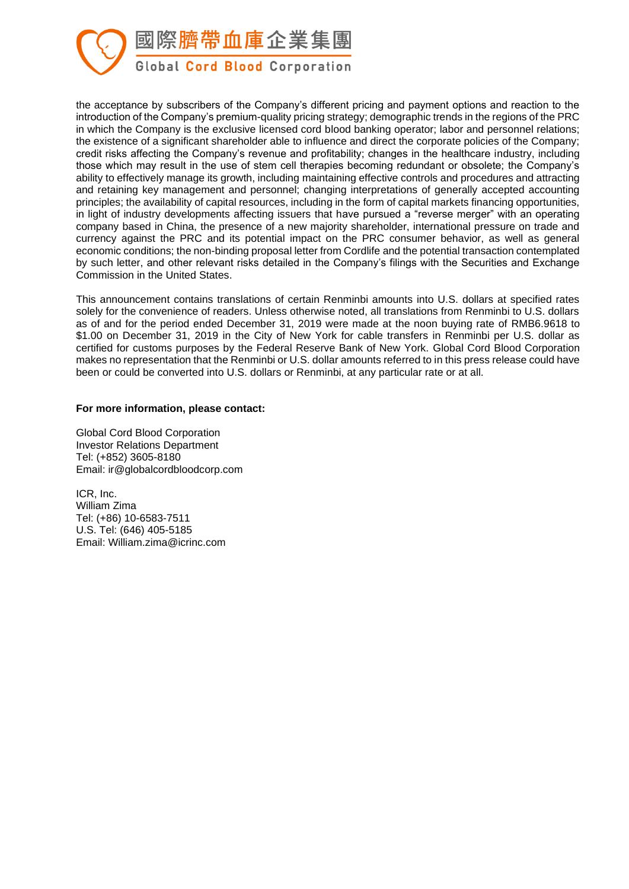the acceptance by subscribers of the Company's different pricing and payment options and reaction to the introduction of the Company's premium-quality pricing strategy; demographic trends in the regions of the PRC in which the Company is the exclusive licensed cord blood banking operator; labor and personnel relations; the existence of a significant shareholder able to influence and direct the corporate policies of the Company; credit risks affecting the Company's revenue and profitability; changes in the healthcare industry, including those which may result in the use of stem cell therapies becoming redundant or obsolete; the Company's ability to effectively manage its growth, including maintaining effective controls and procedures and attracting and retaining key management and personnel; changing interpretations of generally accepted accounting principles; the availability of capital resources, including in the form of capital markets financing opportunities, in light of industry developments affecting issuers that have pursued a "reverse merger" with an operating company based in China, the presence of a new majority shareholder, international pressure on trade and currency against the PRC and its potential impact on the PRC consumer behavior, as well as general economic conditions; the non-binding proposal letter from Cordlife and the potential transaction contemplated by such letter, and other relevant risks detailed in the Company's filings with the Securities and Exchange Commission in the United States.

This announcement contains translations of certain Renminbi amounts into U.S. dollars at specified rates solely for the convenience of readers. Unless otherwise noted, all translations from Renminbi to U.S. dollars as of and for the period ended December 31, 2019 were made at the noon buying rate of RMB6.9618 to $1.00 on December 31, 2019 in the City of New York for cable transfers in Renminbi per U.S. dollar as certified for customs purposes by the Federal Reserve Bank of New York. Global Cord Blood Corporation makes no representation that the Renminbi or U.S. dollar amounts referred to in this press release could have been or could be converted into U.S. dollars or Renminbi, at any particular rate or at all.

**For more information, please contact:**

Global Cord Blood Corporation
Investor Relations Department
Tel: (+852) 3605-8180
Email: ir@globalcordbloodcorp.com

ICR, Inc.
William Zima
Tel: (+86) 10-6583-7511
U.S. Tel: (646) 405-5185
Email: William.zima@icrinc.com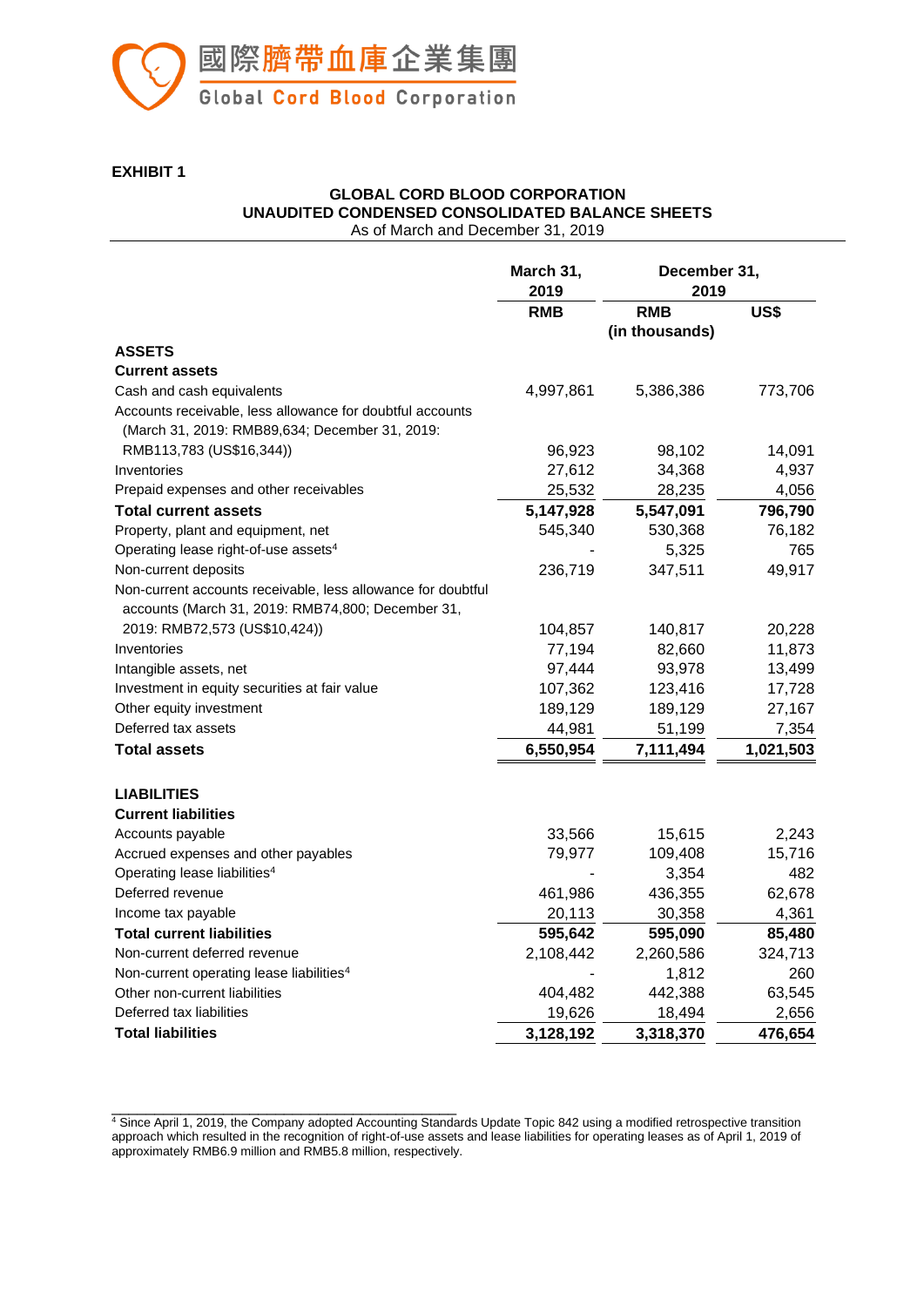**EXHIBIT 1**

**GLOBAL CORD BLOOD CORPORATION**
**UNAUDITED CONDENSED CONSOLIDATED BALANCE SHEETS**
As of March and December 31, 2019

| | March 31, 2019 | December 31, 2019 | |
|---|---|---|---|
| | RMB | RMB | US$ |
| | | (in thousands) | |
| **ASSETS** | | | |
| **Current assets** | | | |
| Cash and cash equivalents | 4,997,861 | 5,386,386 | 773,706 |
| Accounts receivable, less allowance for doubtful accounts (March 31, 2019: RMB89,634; December 31, 2019: RMB113,783 (US$16,344)) | 96,923 | 98,102 | 14,091 |
| Inventories | 27,612 | 34,368 | 4,937 |
| Prepaid expenses and other receivables | 25,532 | 28,235 | 4,056 |
| **Total current assets** | **5,147,928** | **5,547,091** | **796,790** |
| Property, plant and equipment, net | 545,340 | 530,368 | 76,182 |
| Operating lease right-of-use assets[4] | - | 5,325 | 765 |
| Non-current deposits | 236,719 | 347,511 | 49,917 |
| Non-current accounts receivable, less allowance for doubtful accounts (March 31, 2019: RMB74,800; December 31, 2019: RMB72,573 (US$10,424)) | 104,857 | 140,817 | 20,228 |
| Inventories | 77,194 | 82,660 | 11,873 |
| Intangible assets, net | 97,444 | 93,978 | 13,499 |
| Investment in equity securities at fair value | 107,362 | 123,416 | 17,728 |
| Other equity investment | 189,129 | 189,129 | 27,167 |
| Deferred tax assets | 44,981 | 51,199 | 7,354 |
| **Total assets** | **6,550,954** | **7,111,494** | **1,021,503** |
| | | | |
| **LIABILITIES** | | | |
| **Current liabilities** | | | |
| Accounts payable | 33,566 | 15,615 | 2,243 |
| Accrued expenses and other payables | 79,977 | 109,408 | 15,716 |
| Operating lease liabilities[4] | - | 3,354 | 482 |
| Deferred revenue | 461,986 | 436,355 | 62,678 |
| Income tax payable | 20,113 | 30,358 | 4,361 |
| **Total current liabilities** | **595,642** | **595,090** | **85,480** |
| Non-current deferred revenue | 2,108,442 | 2,260,586 | 324,713 |
| Non-current operating lease liabilities[4] | - | 1,812 | 260 |
| Other non-current liabilities | 404,482 | 442,388 | 63,545 |
| Deferred tax liabilities | 19,626 | 18,494 | 2,656 |
| **Total liabilities** | **3,128,192** | **3,318,370** | **476,654** |

[4] Since April 1, 2019, the Company adopted Accounting Standards Update Topic 842 using a modified retrospective transition approach which resulted in the recognition of right-of-use assets and lease liabilities for operating leases as of April 1, 2019 of approximately RMB6.9 million and RMB5.8 million, respectively.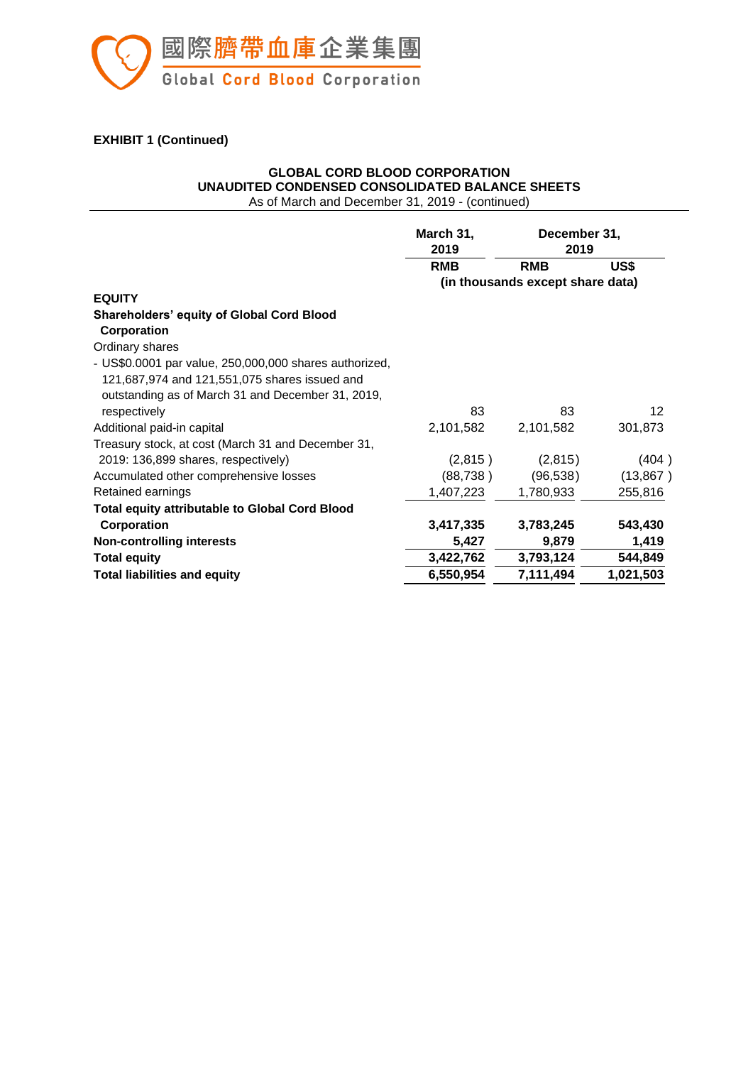國際臍帶血庫企業集團

Global Cord Blood Corporation

**EXHIBIT 1 (Continued)**

**GLOBAL CORD BLOOD CORPORATION**
**UNAUDITED CONDENSED CONSOLIDATED BALANCE SHEETS**
As of March and December 31, 2019 - (continued)

| | March 31, 2019 | December 31, 2019 | |
|---|---|---|---|
| | RMB | RMB | US$ |
| | (in thousands except share data) | | |
| **EQUITY** | | | |
| **Shareholders' equity of Global Cord Blood Corporation** | | | |
| Ordinary shares | | | |
| - US$0.0001 par value, 250,000,000 shares authorized, 121,687,974 and 121,551,075 shares issued and outstanding as of March 31 and December 31, 2019, respectively | 83 | 83 | 12 |
| Additional paid-in capital | 2,101,582 | 2,101,582 | 301,873 |
| Treasury stock, at cost (March 31 and December 31, 2019: 136,899 shares, respectively) | (2,815 ) | (2,815) | (404 ) |
| Accumulated other comprehensive losses | (88,738 ) | (96,538) | (13,867 ) |
| Retained earnings | 1,407,223 | 1,780,933 | 255,816 |
| **Total equity attributable to Global Cord Blood Corporation** | **3,417,335** | **3,783,245** | **543,430** |
| **Non-controlling interests** | **5,427** | **9,879** | **1,419** |
| **Total equity** | **3,422,762** | **3,793,124** | **544,849** |
| **Total liabilities and equity** | **6,550,954** | **7,111,494** | **1,021,503** |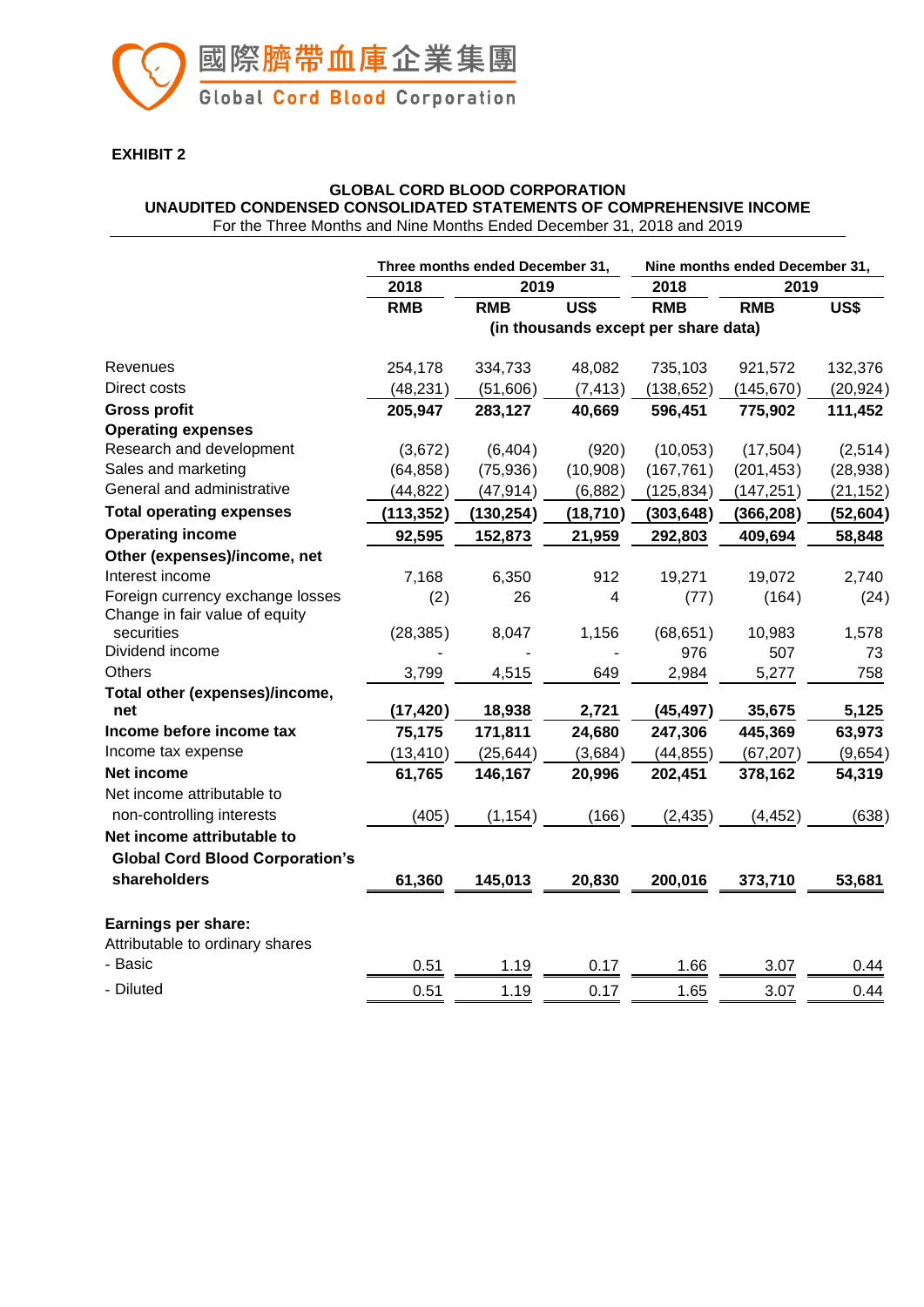國際臍帶血庫企業集團
Global Cord Blood Corporation

**EXHIBIT 2**

**GLOBAL CORD BLOOD CORPORATION**
**UNAUDITED CONDENSED CONSOLIDATED STATEMENTS OF COMPREHENSIVE INCOME**
For the Three Months and Nine Months Ended December 31, 2018 and 2019

| | Three months ended December 31, | | | Nine months ended December 31, | | |
|---|---|---|---|---|---|---|
| | 2018 | 2019 | | 2018 | 2019 | |
| | RMB | RMB | US$ | RMB | RMB | US$ |
| | (in thousands except per share data) | | | | | |
| Revenues | 254,178 | 334,733 | 48,082 | 735,103 | 921,572 | 132,376 |
| Direct costs | (48,231) | (51,606) | (7,413) | (138,652) | (145,670) | (20,924) |
| **Gross profit** | **205,947** | **283,127** | **40,669** | **596,451** | **775,902** | **111,452** |
| **Operating expenses** | | | | | | |
| Research and development | (3,672) | (6,404) | (920) | (10,053) | (17,504) | (2,514) |
| Sales and marketing | (64,858) | (75,936) | (10,908) | (167,761) | (201,453) | (28,938) |
| General and administrative | (44,822) | (47,914) | (6,882) | (125,834) | (147,251) | (21,152) |
| **Total operating expenses** | **(113,352)** | **(130,254)** | **(18,710)** | **(303,648)** | **(366,208)** | **(52,604)** |
| **Operating income** | **92,595** | **152,873** | **21,959** | **292,803** | **409,694** | **58,848** |
| **Other (expenses)/income, net** | | | | | | |
| Interest income | 7,168 | 6,350 | 912 | 19,271 | 19,072 | 2,740 |
| Foreign currency exchange losses | (2) | 26 | 4 | (77) | (164) | (24) |
| Change in fair value of equity securities | (28,385) | 8,047 | 1,156 | (68,651) | 10,983 | 1,578 |
| Dividend income | - | - | - | 976 | 507 | 73 |
| Others | 3,799 | 4,515 | 649 | 2,984 | 5,277 | 758 |
| **Total other (expenses)/income, net** | **(17,420)** | **18,938** | **2,721** | **(45,497)** | **35,675** | **5,125** |
| **Income before income tax** | **75,175** | **171,811** | **24,680** | **247,306** | **445,369** | **63,973** |
| Income tax expense | (13,410) | (25,644) | (3,684) | (44,855) | (67,207) | (9,654) |
| **Net income** | **61,765** | **146,167** | **20,996** | **202,451** | **378,162** | **54,319** |
| Net income attributable to non-controlling interests | (405) | (1,154) | (166) | (2,435) | (4,452) | (638) |
| **Net income attributable to Global Cord Blood Corporation's shareholders** | **61,360** | **145,013** | **20,830** | **200,016** | **373,710** | **53,681** |
| **Earnings per share:** | | | | | | |
| Attributable to ordinary shares | | | | | | |
| - Basic | 0.51 | 1.19 | 0.17 | 1.66 | 3.07 | 0.44 |
| - Diluted | 0.51 | 1.19 | 0.17 | 1.65 | 3.07 | 0.44 |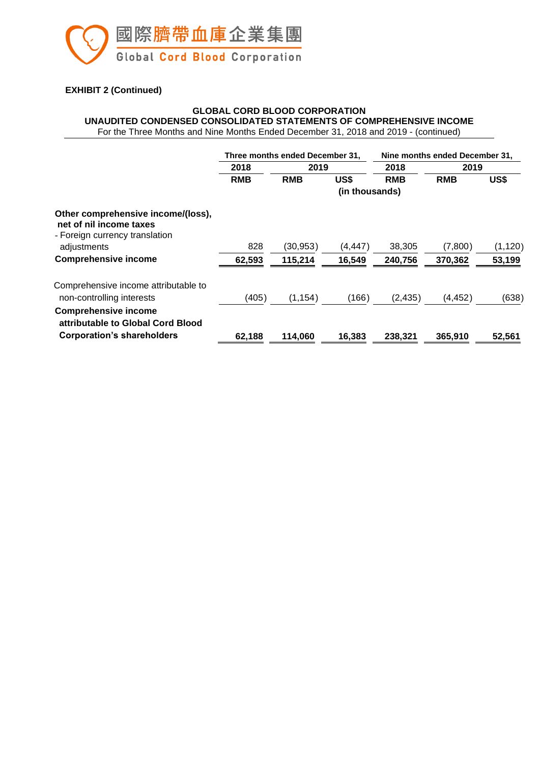**EXHIBIT 2 (Continued)**

**GLOBAL CORD BLOOD CORPORATION**
**UNAUDITED CONDENSED CONSOLIDATED STATEMENTS OF COMPREHENSIVE INCOME**
For the Three Months and Nine Months Ended December 31, 2018 and 2019 - (continued)

| | Three months ended December 31, | | | Nine months ended December 31, | | |
|---|---|---|---|---|---|---|
| | 2018 | 2019 | | 2018 | 2019 | |
| | RMB | RMB | US$ | RMB | RMB | US$ |
| | | | (in thousands) | | | |
| **Other comprehensive income/(loss), net of nil income taxes** | | | | | | |
| - Foreign currency translation adjustments | 828 | (30,953) | (4,447) | 38,305 | (7,800) | (1,120) |
| **Comprehensive income** | **62,593** | **115,214** | **16,549** | **240,756** | **370,362** | **53,199** |
| Comprehensive income attributable to non-controlling interests | (405) | (1,154) | (166) | (2,435) | (4,452) | (638) |
| **Comprehensive income attributable to Global Cord Blood Corporation's shareholders** | **62,188** | **114,060** | **16,383** | **238,321** | **365,910** | **52,561** |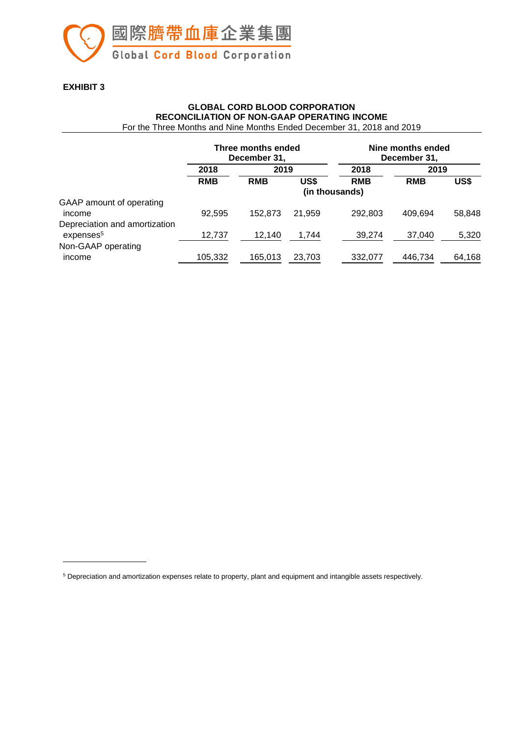**EXHIBIT 3**

**GLOBAL CORD BLOOD CORPORATION**
**RECONCILIATION OF NON-GAAP OPERATING INCOME**
For the Three Months and Nine Months Ended December 31, 2018 and 2019

| | Three months ended December 31, | | | Nine months ended December 31, | | |
|---|---|---|---|---|---|---|
| | 2018 | 2019 | | 2018 | 2019 | |
| | RMB | RMB | US$ | RMB | RMB | US$ |
| | | | (in thousands) | | | |
| GAAP amount of operating income | 92,595 | 152,873 | 21,959 | 292,803 | 409,694 | 58,848 |
| Depreciation and amortization expenses[5] | 12,737 | 12,140 | 1,744 | 39,274 | 37,040 | 5,320 |
| Non-GAAP operating income | 105,332 | 165,013 | 23,703 | 332,077 | 446,734 | 64,168 |

[5] Depreciation and amortization expenses relate to property, plant and equipment and intangible assets respectively.